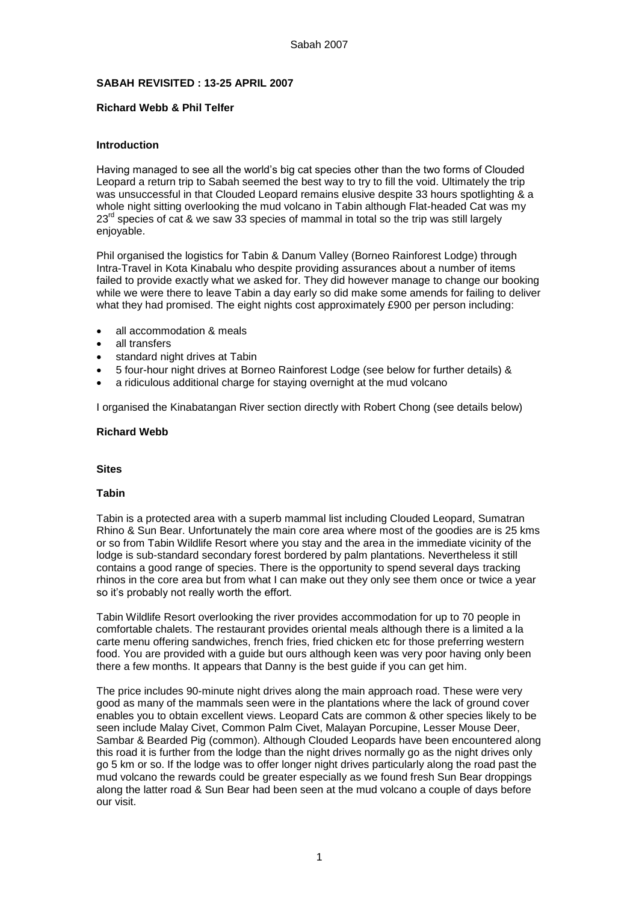**SABAH REVISITED : 13-25 APRIL 2007**

**Richard Webb & Phil Telfer**

**Introduction**

Having managed to see all the world's big cat species other than the two forms of Clouded Leopard a return trip to Sabah seemed the best way to try to fill the void. Ultimately the trip was unsuccessful in that Clouded Leopard remains elusive despite 33 hours spotlighting & a whole night sitting overlooking the mud volcano in Tabin although Flat-headed Cat was my 23rd species of cat & we saw 33 species of mammal in total so the trip was still largely enjoyable.

Phil organised the logistics for Tabin & Danum Valley (Borneo Rainforest Lodge) through Intra-Travel in Kota Kinabalu who despite providing assurances about a number of items failed to provide exactly what we asked for. They did however manage to change our booking while we were there to leave Tabin a day early so did make some amends for failing to deliver what they had promised. The eight nights cost approximately £900 per person including:

- all accommodation & meals
- all transfers
- standard night drives at Tabin
- 5 four-hour night drives at Borneo Rainforest Lodge (see below for further details) &
- a ridiculous additional charge for staying overnight at the mud volcano

I organised the Kinabatangan River section directly with Robert Chong (see details below)

**Richard Webb**

**Sites**

**Tabin**

Tabin is a protected area with a superb mammal list including Clouded Leopard, Sumatran Rhino & Sun Bear. Unfortunately the main core area where most of the goodies are is 25 kms or so from Tabin Wildlife Resort where you stay and the area in the immediate vicinity of the lodge is sub-standard secondary forest bordered by palm plantations. Nevertheless it still contains a good range of species. There is the opportunity to spend several days tracking rhinos in the core area but from what I can make out they only see them once or twice a year so it's probably not really worth the effort.

Tabin Wildlife Resort overlooking the river provides accommodation for up to 70 people in comfortable chalets. The restaurant provides oriental meals although there is a limited a la carte menu offering sandwiches, french fries, fried chicken etc for those preferring western food. You are provided with a guide but ours although keen was very poor having only been there a few months. It appears that Danny is the best guide if you can get him.

The price includes 90-minute night drives along the main approach road. These were very good as many of the mammals seen were in the plantations where the lack of ground cover enables you to obtain excellent views. Leopard Cats are common & other species likely to be seen include Malay Civet, Common Palm Civet, Malayan Porcupine, Lesser Mouse Deer, Sambar & Bearded Pig (common). Although Clouded Leopards have been encountered along this road it is further from the lodge than the night drives normally go as the night drives only go 5 km or so. If the lodge was to offer longer night drives particularly along the road past the mud volcano the rewards could be greater especially as we found fresh Sun Bear droppings along the latter road & Sun Bear had been seen at the mud volcano a couple of days before our visit.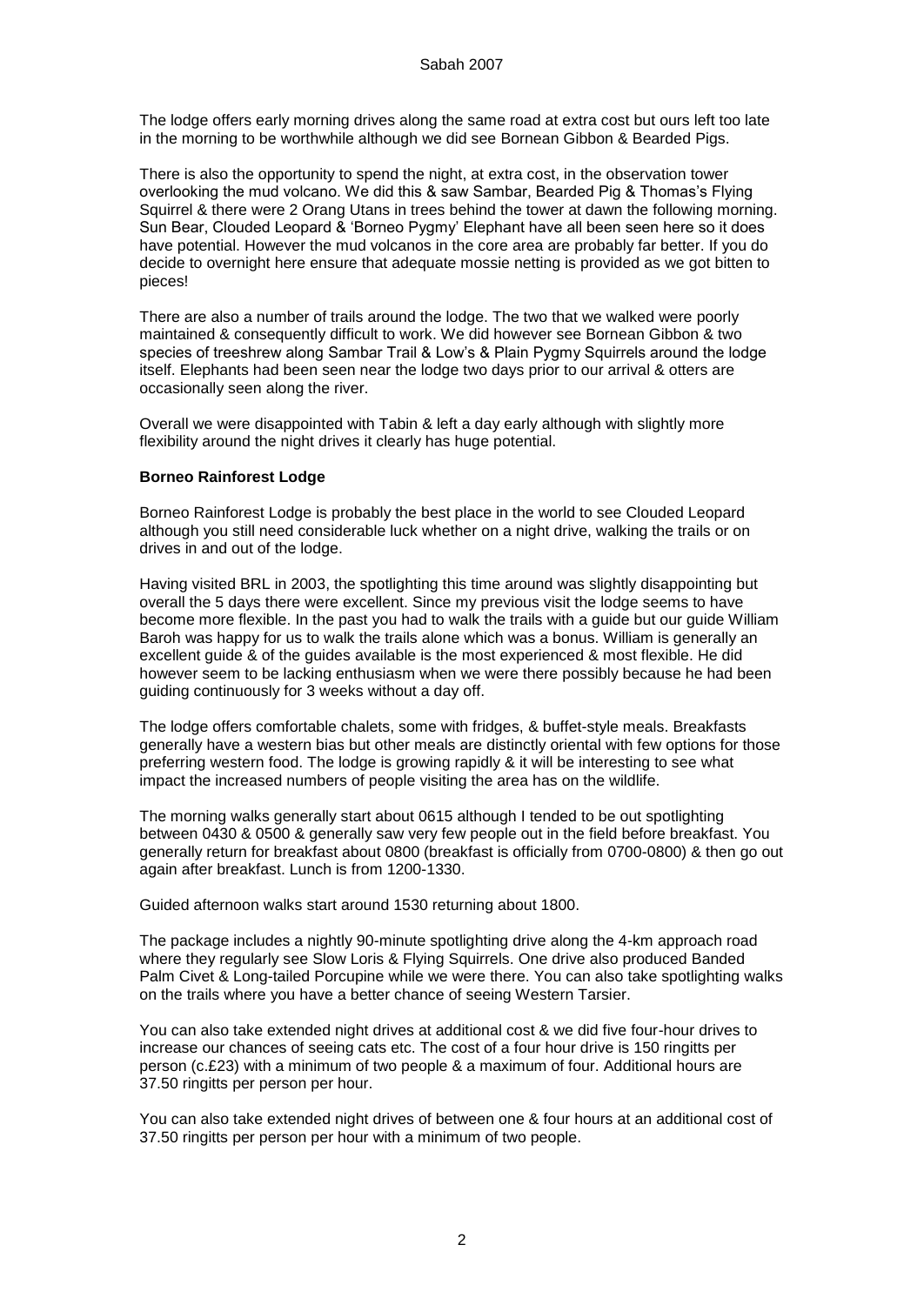The lodge offers early morning drives along the same road at extra cost but ours left too late in the morning to be worthwhile although we did see Bornean Gibbon & Bearded Pigs.

There is also the opportunity to spend the night, at extra cost, in the observation tower overlooking the mud volcano. We did this & saw Sambar, Bearded Pig & Thomas's Flying Squirrel & there were 2 Orang Utans in trees behind the tower at dawn the following morning. Sun Bear, Clouded Leopard & 'Borneo Pygmy' Elephant have all been seen here so it does have potential. However the mud volcanos in the core area are probably far better. If you do decide to overnight here ensure that adequate mossie netting is provided as we got bitten to pieces!

There are also a number of trails around the lodge. The two that we walked were poorly maintained & consequently difficult to work. We did however see Bornean Gibbon & two species of treeshrew along Sambar Trail & Low's & Plain Pygmy Squirrels around the lodge itself. Elephants had been seen near the lodge two days prior to our arrival & otters are occasionally seen along the river.

Overall we were disappointed with Tabin & left a day early although with slightly more flexibility around the night drives it clearly has huge potential.

**Borneo Rainforest Lodge**

Borneo Rainforest Lodge is probably the best place in the world to see Clouded Leopard although you still need considerable luck whether on a night drive, walking the trails or on drives in and out of the lodge.

Having visited BRL in 2003, the spotlighting this time around was slightly disappointing but overall the 5 days there were excellent. Since my previous visit the lodge seems to have become more flexible. In the past you had to walk the trails with a guide but our guide William Baroh was happy for us to walk the trails alone which was a bonus. William is generally an excellent guide & of the guides available is the most experienced & most flexible. He did however seem to be lacking enthusiasm when we were there possibly because he had been guiding continuously for 3 weeks without a day off.

The lodge offers comfortable chalets, some with fridges, & buffet-style meals. Breakfasts generally have a western bias but other meals are distinctly oriental with few options for those preferring western food. The lodge is growing rapidly & it will be interesting to see what impact the increased numbers of people visiting the area has on the wildlife.

The morning walks generally start about 0615 although I tended to be out spotlighting between 0430 & 0500 & generally saw very few people out in the field before breakfast. You generally return for breakfast about 0800 (breakfast is officially from 0700-0800) & then go out again after breakfast. Lunch is from 1200-1330.

Guided afternoon walks start around 1530 returning about 1800.

The package includes a nightly 90-minute spotlighting drive along the 4-km approach road where they regularly see Slow Loris & Flying Squirrels. One drive also produced Banded Palm Civet & Long-tailed Porcupine while we were there. You can also take spotlighting walks on the trails where you have a better chance of seeing Western Tarsier.

You can also take extended night drives at additional cost & we did five four-hour drives to increase our chances of seeing cats etc. The cost of a four hour drive is 150 ringitts per person (c.£23) with a minimum of two people & a maximum of four. Additional hours are 37.50 ringitts per person per hour.

You can also take extended night drives of between one & four hours at an additional cost of 37.50 ringitts per person per hour with a minimum of two people.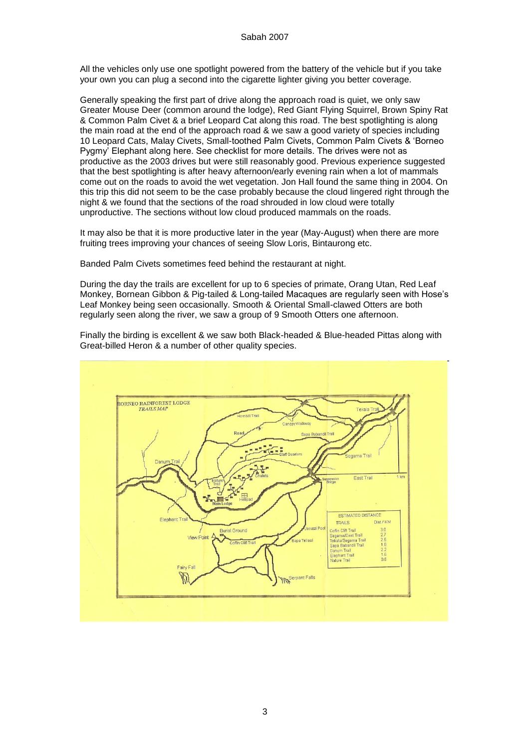All the vehicles only use one spotlight powered from the battery of the vehicle but if you take your own you can plug a second into the cigarette lighter giving you better coverage.

Generally speaking the first part of drive along the approach road is quiet, we only saw Greater Mouse Deer (common around the lodge), Red Giant Flying Squirrel, Brown Spiny Rat & Common Palm Civet & a brief Leopard Cat along this road. The best spotlighting is along the main road at the end of the approach road & we saw a good variety of species including 10 Leopard Cats, Malay Civets, Small-toothed Palm Civets, Common Palm Civets & 'Borneo Pygmy' Elephant along here. See checklist for more details. The drives were not as productive as the 2003 drives but were still reasonably good. Previous experience suggested that the best spotlighting is after heavy afternoon/early evening rain when a lot of mammals come out on the roads to avoid the wet vegetation. Jon Hall found the same thing in 2004. On this trip this did not seem to be the case probably because the cloud lingered right through the night & we found that the sections of the road shrouded in low cloud were totally unproductive. The sections without low cloud produced mammals on the roads.

It may also be that it is more productive later in the year (May-August) when there are more fruiting trees improving your chances of seeing Slow Loris, Bintaurong etc.

Banded Palm Civets sometimes feed behind the restaurant at night.

During the day the trails are excellent for up to 6 species of primate, Orang Utan, Red Leaf Monkey, Bornean Gibbon & Pig-tailed & Long-tailed Macaques are regularly seen with Hose's Leaf Monkey being seen occasionally. Smooth & Oriental Small-clawed Otters are both regularly seen along the river, we saw a group of 9 Smooth Otters one afternoon.

Finally the birding is excellent & we saw both Black-headed & Blue-headed Pittas along with Great-billed Heron & a number of other quality species.

BORNEO RAINFOREST LODGE
*TRAILS MAP*

ESTIMATED DISTANCE

| TRAILS | Dist / KM |
|---|---|
| Coffin Cliff Trail | 3.0 |
| Segama/East Trail | 2.7 |
| Tekala/Segama Trail | 2.5 |
| Sapa Babandil Trail | 1.8 |
| Danum Trail | 2.2 |
| Elephant Trail | 1.6 |
| Nature Trail | 0.6 |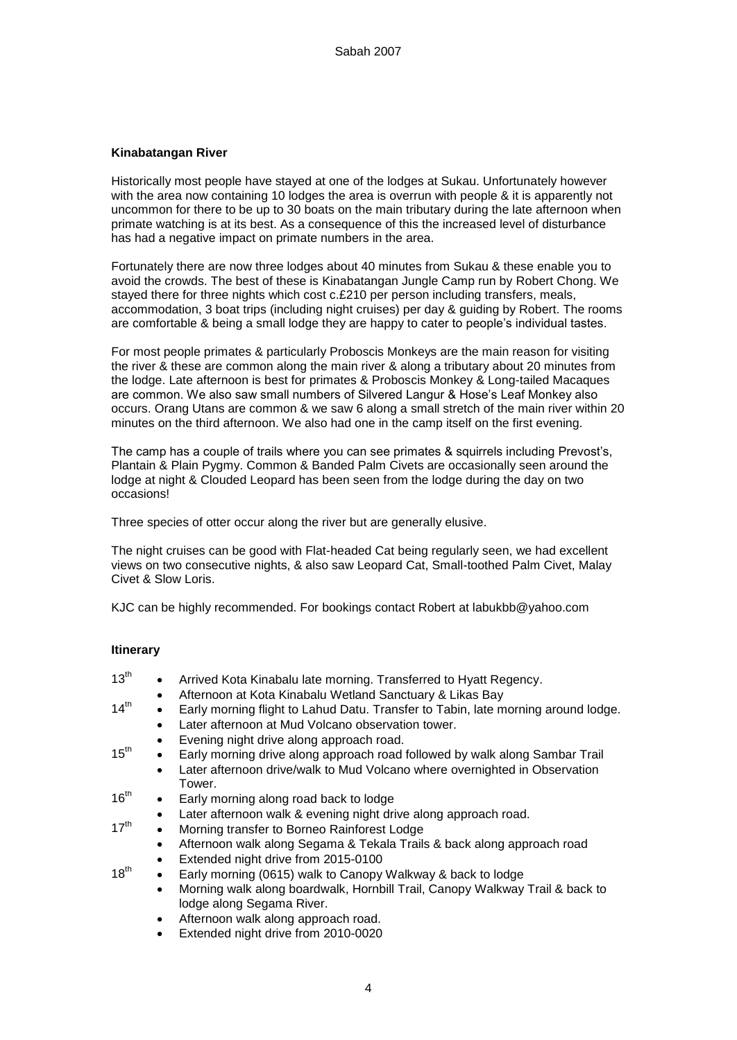**Kinabatangan River**

Historically most people have stayed at one of the lodges at Sukau. Unfortunately however with the area now containing 10 lodges the area is overrun with people & it is apparently not uncommon for there to be up to 30 boats on the main tributary during the late afternoon when primate watching is at its best. As a consequence of this the increased level of disturbance has had a negative impact on primate numbers in the area.

Fortunately there are now three lodges about 40 minutes from Sukau & these enable you to avoid the crowds. The best of these is Kinabatangan Jungle Camp run by Robert Chong. We stayed there for three nights which cost c.£210 per person including transfers, meals, accommodation, 3 boat trips (including night cruises) per day & guiding by Robert. The rooms are comfortable & being a small lodge they are happy to cater to people's individual tastes.

For most people primates & particularly Proboscis Monkeys are the main reason for visiting the river & these are common along the main river & along a tributary about 20 minutes from the lodge. Late afternoon is best for primates & Proboscis Monkey & Long-tailed Macaques are common. We also saw small numbers of Silvered Langur & Hose's Leaf Monkey also occurs. Orang Utans are common & we saw 6 along a small stretch of the main river within 20 minutes on the third afternoon. We also had one in the camp itself on the first evening.

The camp has a couple of trails where you can see primates & squirrels including Prevost's, Plantain & Plain Pygmy. Common & Banded Palm Civets are occasionally seen around the lodge at night & Clouded Leopard has been seen from the lodge during the day on two occasions!

Three species of otter occur along the river but are generally elusive.

The night cruises can be good with Flat-headed Cat being regularly seen, we had excellent views on two consecutive nights, & also saw Leopard Cat, Small-toothed Palm Civet, Malay Civet & Slow Loris.

KJC can be highly recommended. For bookings contact Robert at labukbb@yahoo.com

**Itinerary**

13th
- Arrived Kota Kinabalu late morning. Transferred to Hyatt Regency.
- Afternoon at Kota Kinabalu Wetland Sanctuary & Likas Bay

14th
- Early morning flight to Lahud Datu. Transfer to Tabin, late morning around lodge.
- Later afternoon at Mud Volcano observation tower.
- Evening night drive along approach road.

15th
- Early morning drive along approach road followed by walk along Sambar Trail
- Later afternoon drive/walk to Mud Volcano where overnighted in Observation Tower.

16th
- Early morning along road back to lodge
- Later afternoon walk & evening night drive along approach road.

17th
- Morning transfer to Borneo Rainforest Lodge
- Afternoon walk along Segama & Tekala Trails & back along approach road
- Extended night drive from 2015-0100

18th
- Early morning (0615) walk to Canopy Walkway & back to lodge
- Morning walk along boardwalk, Hornbill Trail, Canopy Walkway Trail & back to lodge along Segama River.
- Afternoon walk along approach road.
- Extended night drive from 2010-0020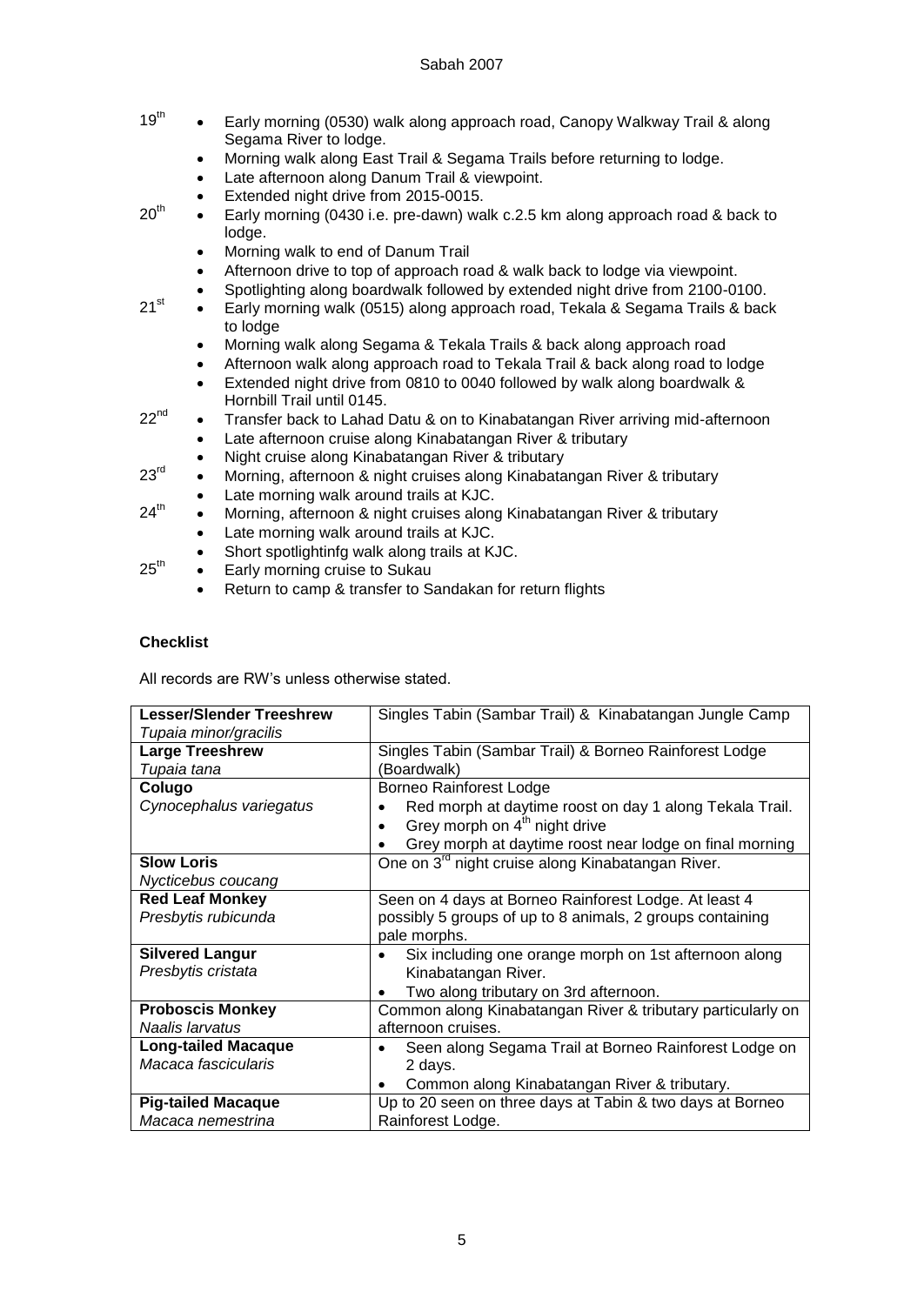- 19th
  - Early morning (0530) walk along approach road, Canopy Walkway Trail & along Segama River to lodge.
  - Morning walk along East Trail & Segama Trails before returning to lodge.
  - Late afternoon along Danum Trail & viewpoint.
  - Extended night drive from 2015-0015.
- 20th
  - Early morning (0430 i.e. pre-dawn) walk c.2.5 km along approach road & back to lodge.
  - Morning walk to end of Danum Trail
  - Afternoon drive to top of approach road & walk back to lodge via viewpoint.
  - Spotlighting along boardwalk followed by extended night drive from 2100-0100.
- 21st
  - Early morning walk (0515) along approach road, Tekala & Segama Trails & back to lodge
  - Morning walk along Segama & Tekala Trails & back along approach road
  - Afternoon walk along approach road to Tekala Trail & back along road to lodge
  - Extended night drive from 0810 to 0040 followed by walk along boardwalk & Hornbill Trail until 0145.
- 22nd
  - Transfer back to Lahad Datu & on to Kinabatangan River arriving mid-afternoon
  - Late afternoon cruise along Kinabatangan River & tributary
  - Night cruise along Kinabatangan River & tributary
- 23rd
  - Morning, afternoon & night cruises along Kinabatangan River & tributary
  - Late morning walk around trails at KJC.
- 24th
  - Morning, afternoon & night cruises along Kinabatangan River & tributary
  - Late morning walk around trails at KJC.
  - Short spotlightinfg walk along trails at KJC.
- 25th
  - Early morning cruise to Sukau
  - Return to camp & transfer to Sandakan for return flights

**Checklist**

All records are RW's unless otherwise stated.

| Species | Records |
|---|---|
| **Lesser/Slender Treeshrew** *Tupaia minor/gracilis* | Singles Tabin (Sambar Trail) & Kinabatangan Jungle Camp |
| **Large Treeshrew** *Tupaia tana* | Singles Tabin (Sambar Trail) & Borneo Rainforest Lodge (Boardwalk) |
| **Colugo** *Cynocephalus variegatus* | Borneo Rainforest Lodge<br>• Red morph at daytime roost on day 1 along Tekala Trail.<br>• Grey morph on 4th night drive<br>• Grey morph at daytime roost near lodge on final morning |
| **Slow Loris** *Nycticebus coucang* | One on 3rd night cruise along Kinabatangan River. |
| **Red Leaf Monkey** *Presbytis rubicunda* | Seen on 4 days at Borneo Rainforest Lodge. At least 4 possibly 5 groups of up to 8 animals, 2 groups containing pale morphs. |
| **Silvered Langur** *Presbytis cristata* | • Six including one orange morph on 1st afternoon along Kinabatangan River.<br>• Two along tributary on 3rd afternoon. |
| **Proboscis Monkey** *Naalis larvatus* | Common along Kinabatangan River & tributary particularly on afternoon cruises. |
| **Long-tailed Macaque** *Macaca fascicularis* | • Seen along Segama Trail at Borneo Rainforest Lodge on 2 days.<br>• Common along Kinabatangan River & tributary. |
| **Pig-tailed Macaque** *Macaca nemestrina* | Up to 20 seen on three days at Tabin & two days at Borneo Rainforest Lodge. |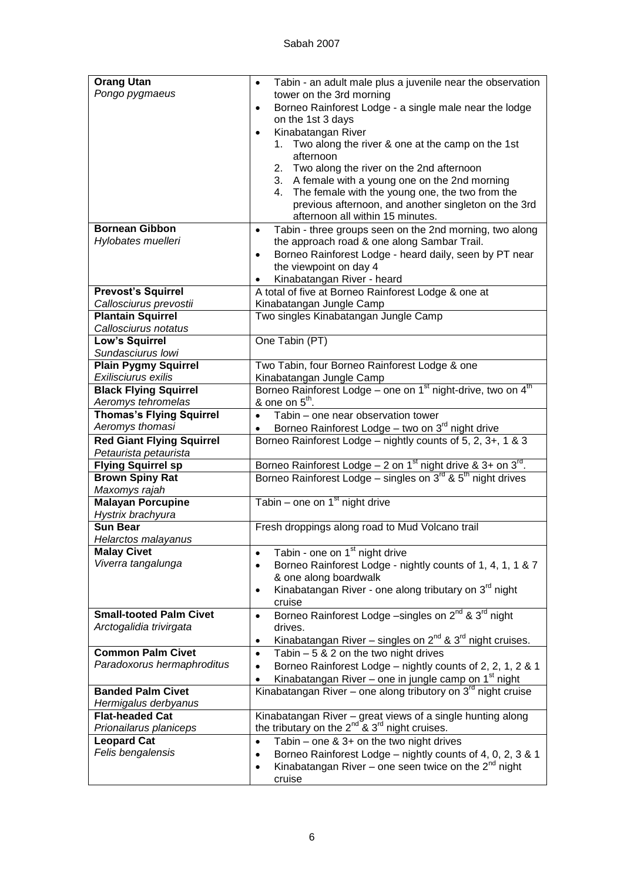| | |
|---|---|
| **Orang Utan** *Pongo pygmaeus* | • Tabin - an adult male plus a juvenile near the observation tower on the 3rd morning<br>• Borneo Rainforest Lodge - a single male near the lodge on the 1st 3 days<br>• Kinabatangan River<br>1. Two along the river & one at the camp on the 1st afternoon<br>2. Two along the river on the 2nd afternoon<br>3. A female with a young one on the 2nd morning<br>4. The female with the young one, the two from the previous afternoon, and another singleton on the 3rd afternoon all within 15 minutes. |
| **Bornean Gibbon** *Hylobates muelleri* | • Tabin - three groups seen on the 2nd morning, two along the approach road & one along Sambar Trail.<br>• Borneo Rainforest Lodge - heard daily, seen by PT near the viewpoint on day 4<br>• Kinabatangan River - heard |
| **Prevost's Squirrel** *Callosciurus prevostii* | A total of five at Borneo Rainforest Lodge & one at Kinabatangan Jungle Camp |
| **Plantain Squirrel** *Callosciurus notatus* | Two singles Kinabatangan Jungle Camp |
| **Low's Squirrel** *Sundasciurus lowi* | One Tabin (PT) |
| **Plain Pygmy Squirrel** *Exilisciurus exilis* | Two Tabin, four Borneo Rainforest Lodge & one Kinabatangan Jungle Camp |
| **Black Flying Squirrel** *Aeromys tehromelas* | Borneo Rainforest Lodge – one on 1st night-drive, two on 4th & one on 5th. |
| **Thomas's Flying Squirrel** *Aeromys thomasi* | • Tabin – one near observation tower<br>• Borneo Rainforest Lodge – two on 3rd night drive |
| **Red Giant Flying Squirrel** *Petaurista petaurista* | Borneo Rainforest Lodge – nightly counts of 5, 2, 3+, 1 & 3 |
| **Flying Squirrel sp** | Borneo Rainforest Lodge – 2 on 1st night drive & 3+ on 3rd. |
| **Brown Spiny Rat** *Maxomys rajah* | Borneo Rainforest Lodge – singles on 3rd & 5th night drives |
| **Malayan Porcupine** *Hystrix brachyura* | Tabin – one on 1st night drive |
| **Sun Bear** *Helarctos malayanus* | Fresh droppings along road to Mud Volcano trail |
| **Malay Civet** *Viverra tangalunga* | • Tabin - one on 1st night drive<br>• Borneo Rainforest Lodge - nightly counts of 1, 4, 1, 1 & 7 & one along boardwalk<br>• Kinabatangan River - one along tributary on 3rd night cruise |
| **Small-tooted Palm Civet** *Arctogalidia trivirgata* | • Borneo Rainforest Lodge –singles on 2nd & 3rd night drives.<br>• Kinabatangan River – singles on 2nd & 3rd night cruises. |
| **Common Palm Civet** *Paradoxorus hermaphroditus* | • Tabin – 5 & 2 on the two night drives<br>• Borneo Rainforest Lodge – nightly counts of 2, 2, 1, 2 & 1<br>• Kinabatangan River – one in jungle camp on 1st night |
| **Banded Palm Civet** *Hermigalus derbyanus* | Kinabatangan River – one along tributory on 3rd night cruise |
| **Flat-headed Cat** *Prionailarus planiceps* | Kinabatangan River – great views of a single hunting along the tributary on the 2nd & 3rd night cruises. |
| **Leopard Cat** *Felis bengalensis* | • Tabin – one & 3+ on the two night drives<br>• Borneo Rainforest Lodge – nightly counts of 4, 0, 2, 3 & 1<br>• Kinabatangan River – one seen twice on the 2nd night cruise |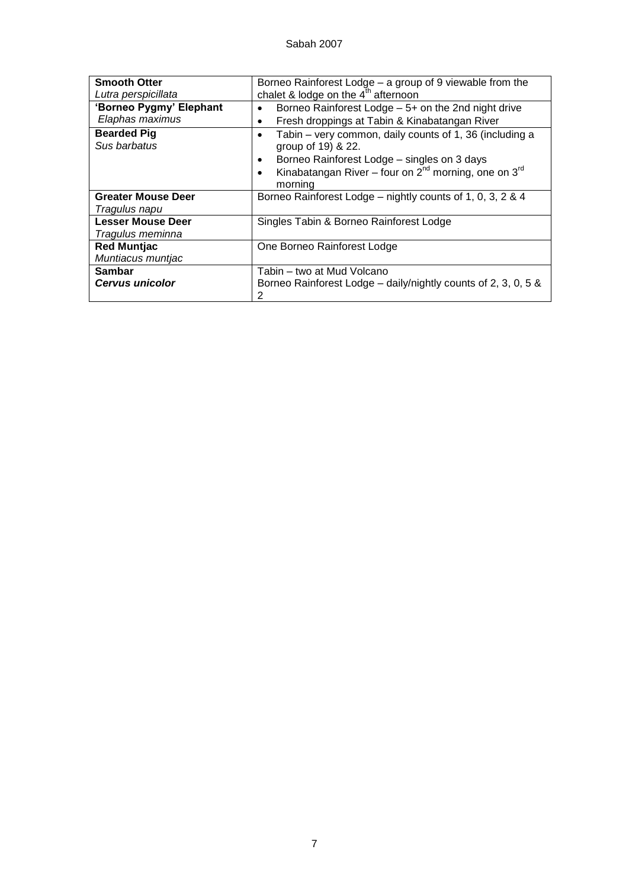| | |
|---|---|
| **Smooth Otter**<br>*Lutra perspicillata* | Borneo Rainforest Lodge – a group of 9 viewable from the chalet & lodge on the 4th afternoon |
| **'Borneo Pygmy' Elephant**<br>*Elaphas maximus* | • Borneo Rainforest Lodge – 5+ on the 2nd night drive<br>• Fresh droppings at Tabin & Kinabatangan River |
| **Bearded Pig**<br>*Sus barbatus* | • Tabin – very common, daily counts of 1, 36 (including a group of 19) & 22.<br>• Borneo Rainforest Lodge – singles on 3 days<br>• Kinabatangan River – four on 2nd morning, one on 3rd morning |
| **Greater Mouse Deer**<br>*Tragulus napu* | Borneo Rainforest Lodge – nightly counts of 1, 0, 3, 2 & 4 |
| **Lesser Mouse Deer**<br>*Tragulus meminna* | Singles Tabin & Borneo Rainforest Lodge |
| **Red Muntjac**<br>*Muntiacus muntjac* | One Borneo Rainforest Lodge |
| **Sambar**<br>***Cervus unicolor*** | Tabin – two at Mud Volcano<br>Borneo Rainforest Lodge – daily/nightly counts of 2, 3, 0, 5 & 2 |